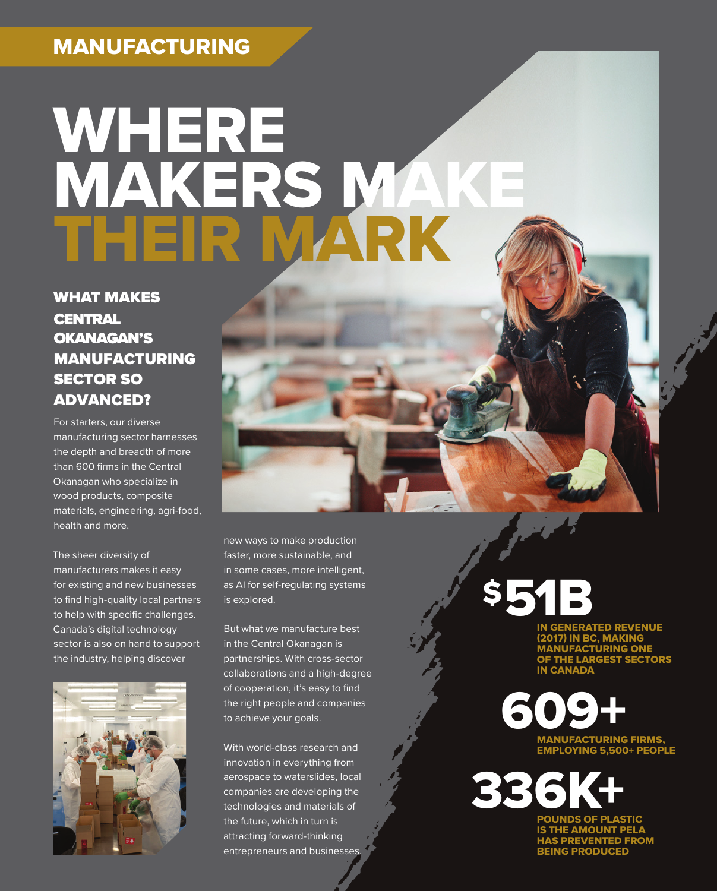MANUFACTURING

# WHERE MAKERS MAKE THEIR MARK

## WHAT MAKES CENTRAL OKANAGAN'S MANUFACTURING SECTOR SO ADVANCED?

For starters, our diverse manufacturing sector harnesses the depth and breadth of more than 600 firms in the Central Okanagan who specialize in wood products, composite materials, engineering, agri-food, health and more.

The sheer diversity of manufacturers makes it easy for existing and new businesses to find high-quality local partners to help with specific challenges. Canada's digital technology sector is also on hand to support the industry, helping discover new ways to make production faster, more sustainable, and in some cases, more intelligent, as AI for self-regulating systems is explored.

But what we manufacture best in the Central Okanagan is partnerships. With cross-sector collaborations and a high-degree of cooperation, it's easy to find the right people and companies to achieve your goals.

With world-class research and innovation in everything from aerospace to waterslides, local companies are developing the technologies and materials of the future, which in turn is attracting forward-thinking entrepreneurs and businesses.

**$51B**

**IN GENERATED REVENUE (2017) IN BC, MAKING MANUFACTURING ONE OF THE LARGEST SECTORS IN CANADA**

**609+**

**MANUFACTURING FIRMS, EMPLOYING 5,500+ PEOPLE**

**336K+**

**POUNDS OF PLASTIC IS THE AMOUNT PELA HAS PREVENTED FROM BEING PRODUCED**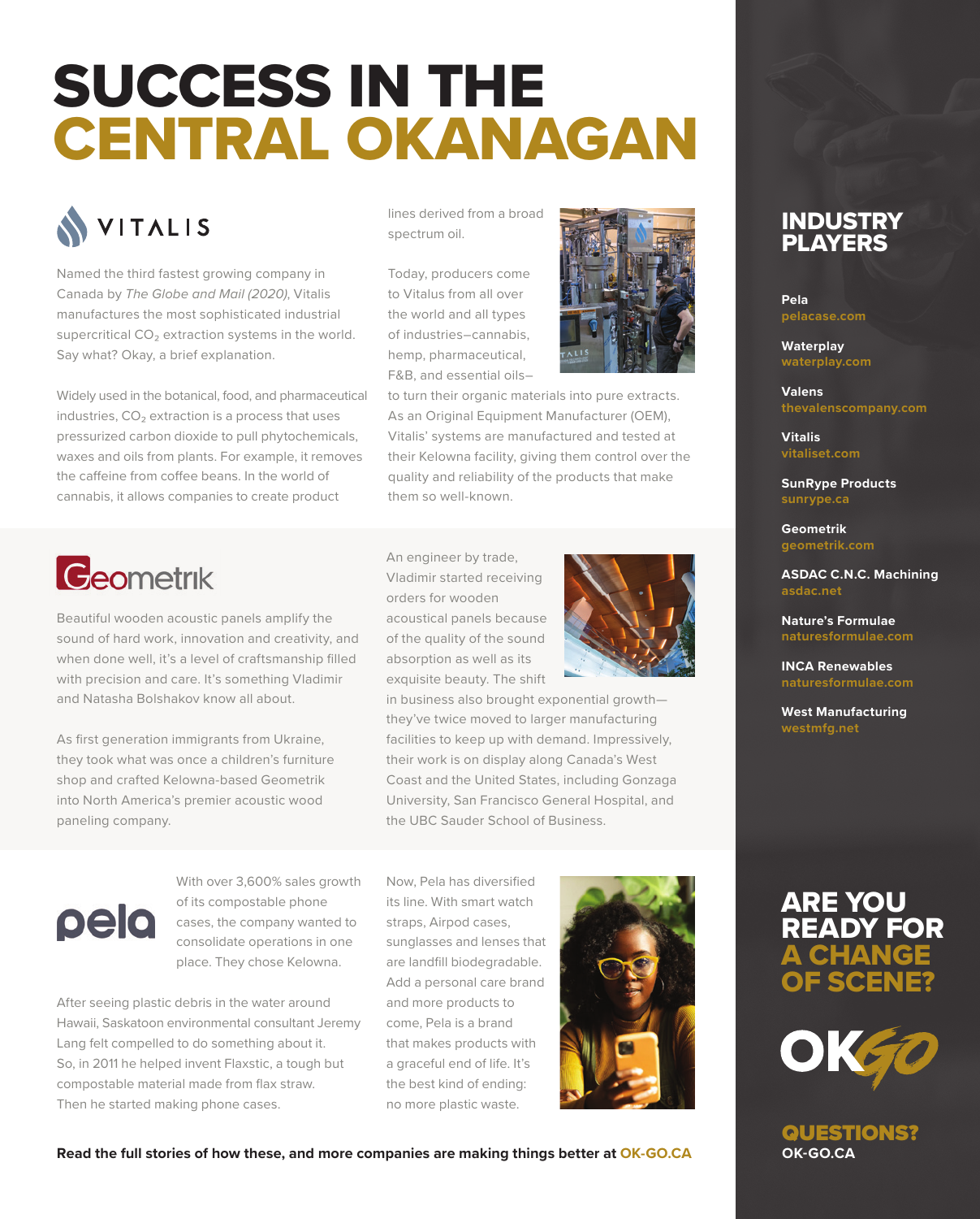# SUCCESS IN THE CENTRAL OKANAGAN

## VITALIS

Named the third fastest growing company in Canada by *The Globe and Mail (2020)*, Vitalis manufactures the most sophisticated industrial supercritical $CO_2$ extraction systems in the world. Say what? Okay, a brief explanation.

Widely used in the botanical, food, and pharmaceutical industries, $CO_2$ extraction is a process that uses pressurized carbon dioxide to pull phytochemicals, waxes and oils from plants. For example, it removes the caffeine from coffee beans. In the world of cannabis, it allows companies to create product lines derived from a broad spectrum oil.

Today, producers come to Vitalus from all over the world and all types of industries–cannabis, hemp, pharmaceutical, F&B, and essential oils–to turn their organic materials into pure extracts. As an Original Equipment Manufacturer (OEM), Vitalis' systems are manufactured and tested at their Kelowna facility, giving them control over the quality and reliability of the products that make them so well-known.

## Geometrik

Beautiful wooden acoustic panels amplify the sound of hard work, innovation and creativity, and when done well, it's a level of craftsmanship filled with precision and care. It's something Vladimir and Natasha Bolshakov know all about.

As first generation immigrants from Ukraine, they took what was once a children's furniture shop and crafted Kelowna-based Geometrik into North America's premier acoustic wood paneling company.

An engineer by trade, Vladimir started receiving orders for wooden acoustical panels because of the quality of the sound absorption as well as its exquisite beauty. The shift in business also brought exponential growth—they've twice moved to larger manufacturing facilities to keep up with demand. Impressively, their work is on display along Canada's West Coast and the United States, including Gonzaga University, San Francisco General Hospital, and the UBC Sauder School of Business.

## pela

With over 3,600% sales growth of its compostable phone cases, the company wanted to consolidate operations in one place. They chose Kelowna.

After seeing plastic debris in the water around Hawaii, Saskatoon environmental consultant Jeremy Lang felt compelled to do something about it. So, in 2011 he helped invent Flaxstic, a tough but compostable material made from flax straw. Then he started making phone cases.

Now, Pela has diversified its line. With smart watch straps, Airpod cases, sunglasses and lenses that are landfill biodegradable. Add a personal care brand and more products to come, Pela is a brand that makes products with a graceful end of life. It's the best kind of ending: no more plastic waste.

**Read the full stories of how these, and more companies are making things better at OK-GO.CA**

## INDUSTRY PLAYERS

**Pela**
pelacase.com

**Waterplay**
waterplay.com

**Valens**
thevalenscompany.com

**Vitalis**
vitaliset.com

**SunRype Products**
sunrype.ca

**Geometrik**
geometrik.com

**ASDAC C.N.C. Machining**
asdac.net

**Nature's Formulae**
naturesformulae.com

**INCA Renewables**
naturesformulae.com

**West Manufacturing**
westmfg.net

## ARE YOU READY FOR A CHANGE OF SCENE?

OKGO

**QUESTIONS?**
OK-GO.CA